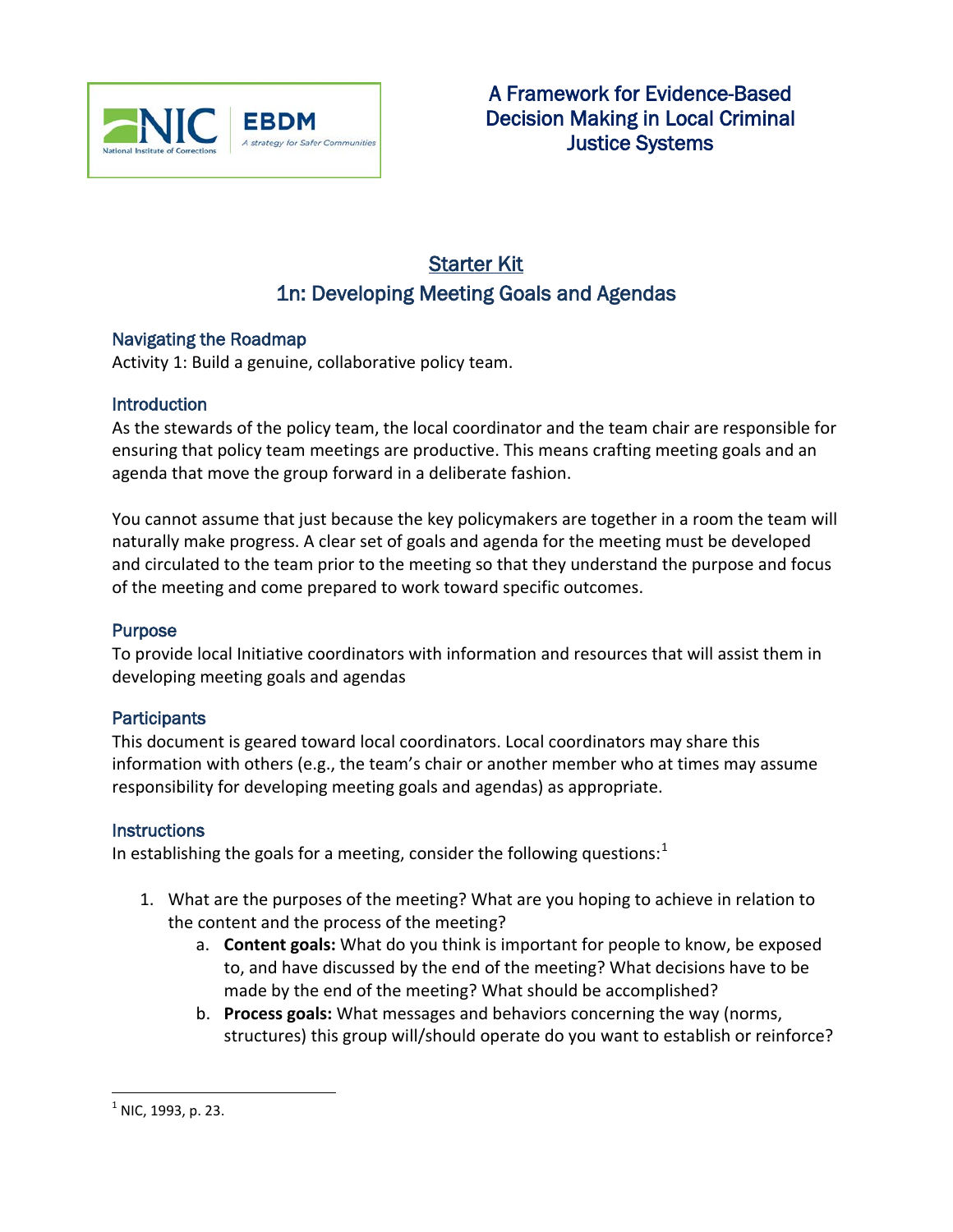# A Framework for Evidence-Based Decision Making in Local Criminal Justice Systems

## Starter Kit
## 1n: Developing Meeting Goals and Agendas

### Navigating the Roadmap

Activity 1: Build a genuine, collaborative policy team.

### Introduction

As the stewards of the policy team, the local coordinator and the team chair are responsible for ensuring that policy team meetings are productive. This means crafting meeting goals and an agenda that move the group forward in a deliberate fashion.

You cannot assume that just because the key policymakers are together in a room the team will naturally make progress. A clear set of goals and agenda for the meeting must be developed and circulated to the team prior to the meeting so that they understand the purpose and focus of the meeting and come prepared to work toward specific outcomes.

### Purpose

To provide local Initiative coordinators with information and resources that will assist them in developing meeting goals and agendas

### Participants

This document is geared toward local coordinators. Local coordinators may share this information with others (e.g., the team's chair or another member who at times may assume responsibility for developing meeting goals and agendas) as appropriate.

### Instructions

In establishing the goals for a meeting, consider the following questions:[1]

1. What are the purposes of the meeting? What are you hoping to achieve in relation to the content and the process of the meeting?
   a. **Content goals:** What do you think is important for people to know, be exposed to, and have discussed by the end of the meeting? What decisions have to be made by the end of the meeting? What should be accomplished?
   b. **Process goals:** What messages and behaviors concerning the way (norms, structures) this group will/should operate do you want to establish or reinforce?

[1] NIC, 1993, p. 23.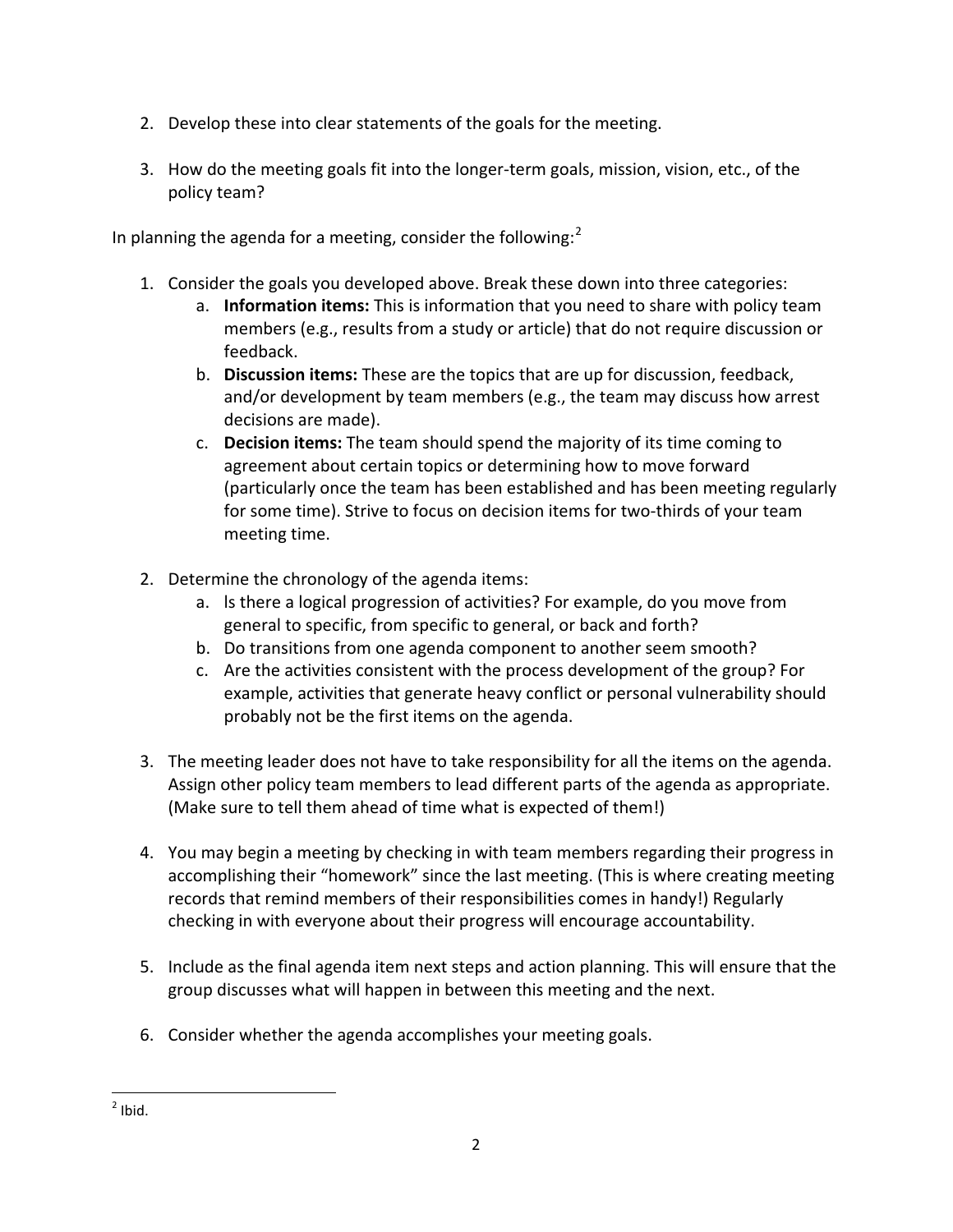2. Develop these into clear statements of the goals for the meeting.

3. How do the meeting goals fit into the longer-term goals, mission, vision, etc., of the policy team?

In planning the agenda for a meeting, consider the following:[2]

1. Consider the goals you developed above. Break these down into three categories:
   a. **Information items:** This is information that you need to share with policy team members (e.g., results from a study or article) that do not require discussion or feedback.
   b. **Discussion items:** These are the topics that are up for discussion, feedback, and/or development by team members (e.g., the team may discuss how arrest decisions are made).
   c. **Decision items:** The team should spend the majority of its time coming to agreement about certain topics or determining how to move forward (particularly once the team has been established and has been meeting regularly for some time). Strive to focus on decision items for two-thirds of your team meeting time.

2. Determine the chronology of the agenda items:
   a. Is there a logical progression of activities? For example, do you move from general to specific, from specific to general, or back and forth?
   b. Do transitions from one agenda component to another seem smooth?
   c. Are the activities consistent with the process development of the group? For example, activities that generate heavy conflict or personal vulnerability should probably not be the first items on the agenda.

3. The meeting leader does not have to take responsibility for all the items on the agenda. Assign other policy team members to lead different parts of the agenda as appropriate. (Make sure to tell them ahead of time what is expected of them!)

4. You may begin a meeting by checking in with team members regarding their progress in accomplishing their "homework" since the last meeting. (This is where creating meeting records that remind members of their responsibilities comes in handy!) Regularly checking in with everyone about their progress will encourage accountability.

5. Include as the final agenda item next steps and action planning. This will ensure that the group discusses what will happen in between this meeting and the next.

6. Consider whether the agenda accomplishes your meeting goals.

---

[2] Ibid.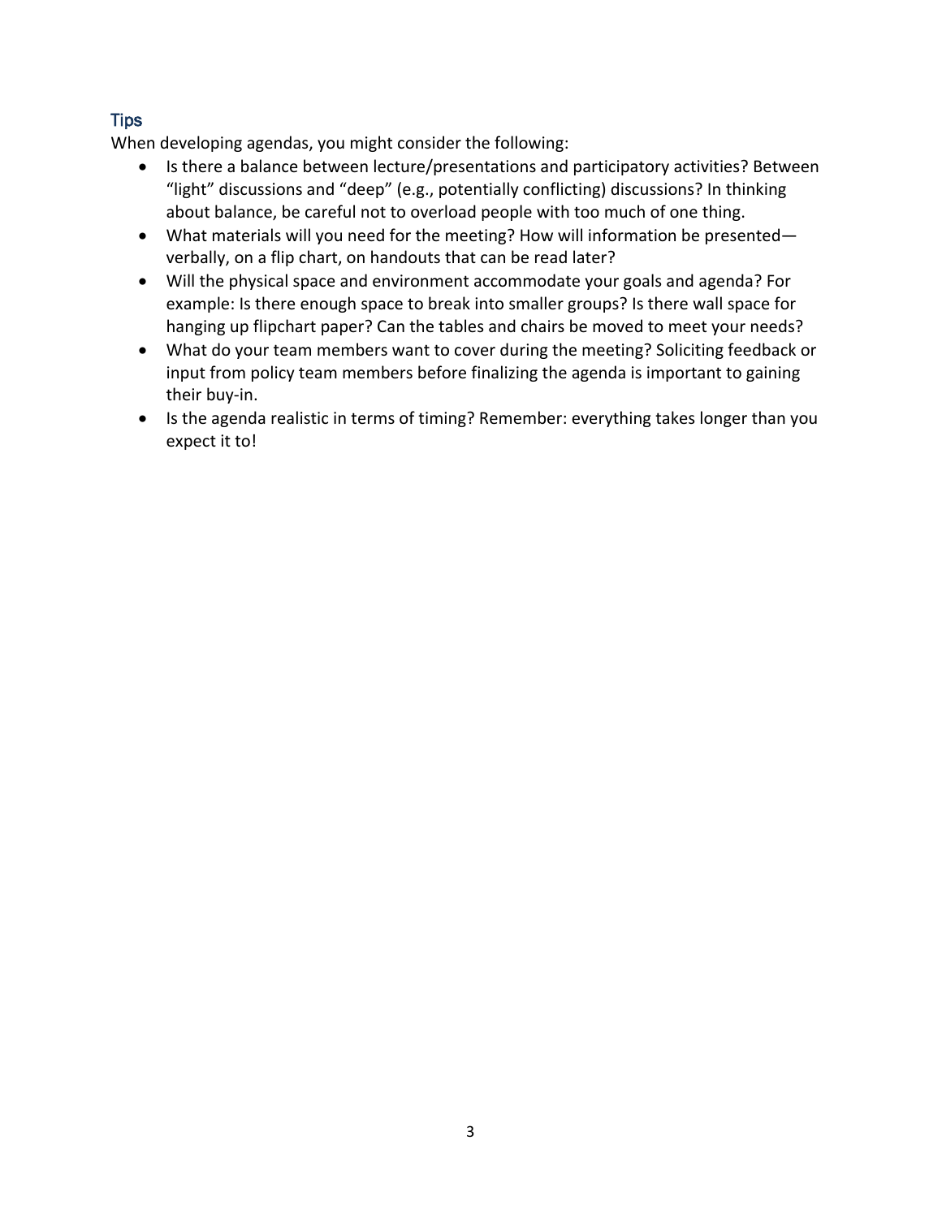## Tips

When developing agendas, you might consider the following:

- Is there a balance between lecture/presentations and participatory activities? Between "light" discussions and "deep" (e.g., potentially conflicting) discussions? In thinking about balance, be careful not to overload people with too much of one thing.
- What materials will you need for the meeting? How will information be presented—verbally, on a flip chart, on handouts that can be read later?
- Will the physical space and environment accommodate your goals and agenda? For example: Is there enough space to break into smaller groups? Is there wall space for hanging up flipchart paper? Can the tables and chairs be moved to meet your needs?
- What do your team members want to cover during the meeting? Soliciting feedback or input from policy team members before finalizing the agenda is important to gaining their buy-in.
- Is the agenda realistic in terms of timing? Remember: everything takes longer than you expect it to!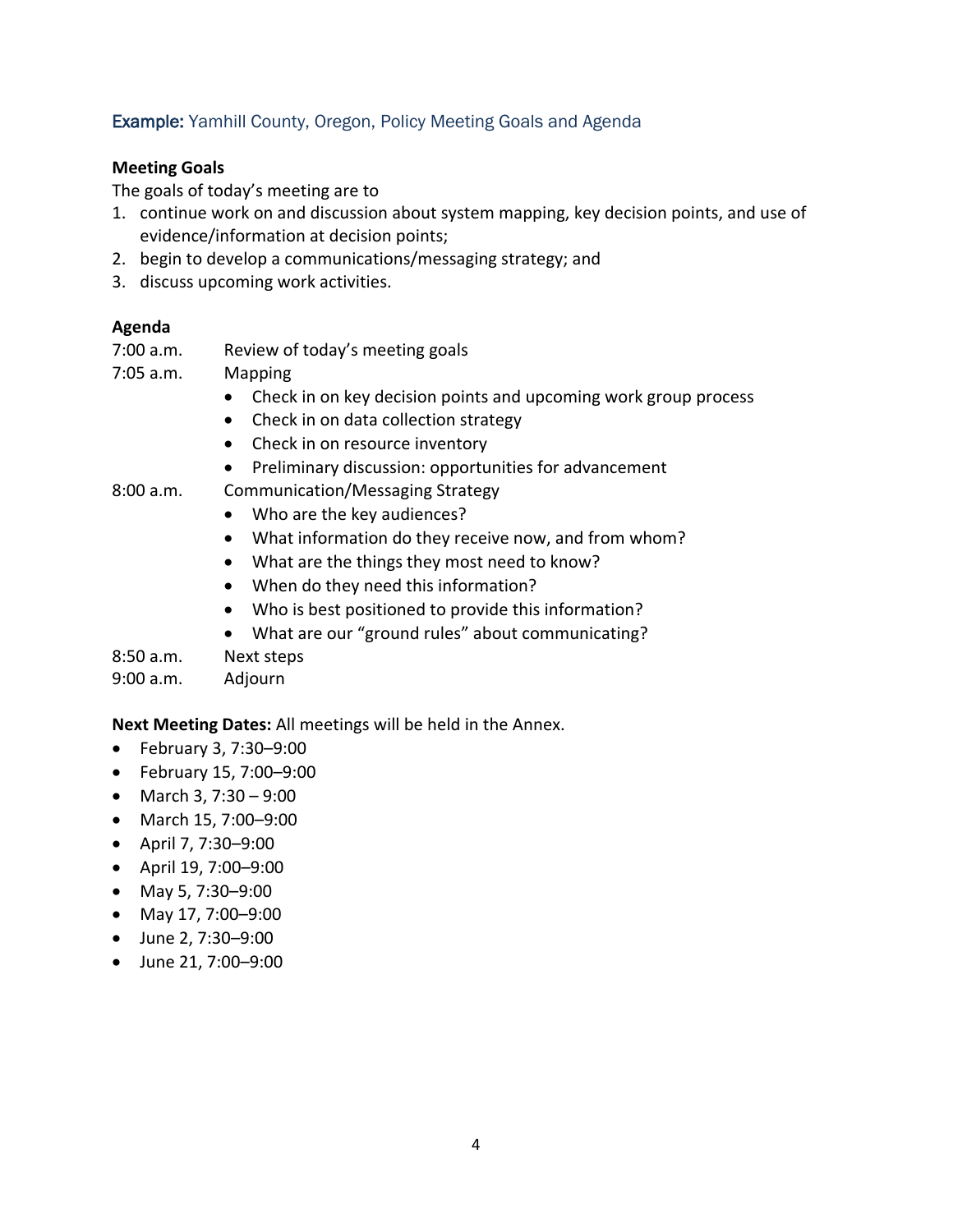### **Example:** Yamhill County, Oregon, Policy Meeting Goals and Agenda

**Meeting Goals**

The goals of today's meeting are to

1. continue work on and discussion about system mapping, key decision points, and use of evidence/information at decision points;
2. begin to develop a communications/messaging strategy; and
3. discuss upcoming work activities.

**Agenda**

7:00 a.m. Review of today's meeting goals

7:05 a.m. Mapping

- Check in on key decision points and upcoming work group process
- Check in on data collection strategy
- Check in on resource inventory
- Preliminary discussion: opportunities for advancement

8:00 a.m. Communication/Messaging Strategy

- Who are the key audiences?
- What information do they receive now, and from whom?
- What are the things they most need to know?
- When do they need this information?
- Who is best positioned to provide this information?
- What are our "ground rules" about communicating?

8:50 a.m. Next steps

9:00 a.m. Adjourn

**Next Meeting Dates:** All meetings will be held in the Annex.

- February 3, 7:30–9:00
- February 15, 7:00–9:00
- March 3, 7:30 – 9:00
- March 15, 7:00–9:00
- April 7, 7:30–9:00
- April 19, 7:00–9:00
- May 5, 7:30–9:00
- May 17, 7:00–9:00
- June 2, 7:30–9:00
- June 21, 7:00–9:00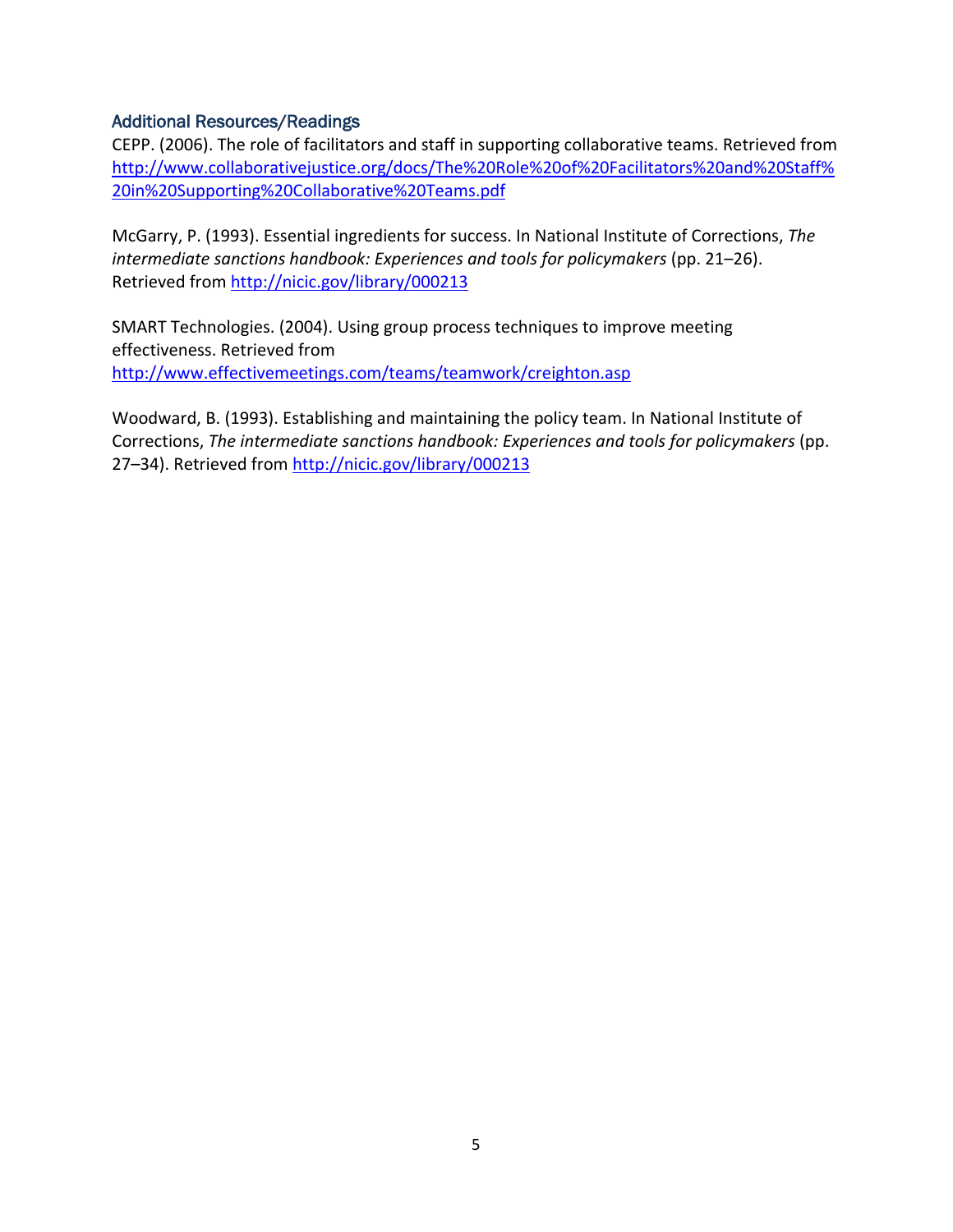### Additional Resources/Readings

CEPP. (2006). The role of facilitators and staff in supporting collaborative teams. Retrieved from http://www.collaborativejustice.org/docs/The%20Role%20of%20Facilitators%20and%20Staff%20in%20Supporting%20Collaborative%20Teams.pdf

McGarry, P. (1993). Essential ingredients for success. In National Institute of Corrections, *The intermediate sanctions handbook: Experiences and tools for policymakers* (pp. 21–26). Retrieved from http://nicic.gov/library/000213

SMART Technologies. (2004). Using group process techniques to improve meeting effectiveness. Retrieved from http://www.effectivemeetings.com/teams/teamwork/creighton.asp

Woodward, B. (1993). Establishing and maintaining the policy team. In National Institute of Corrections, *The intermediate sanctions handbook: Experiences and tools for policymakers* (pp. 27–34). Retrieved from http://nicic.gov/library/000213